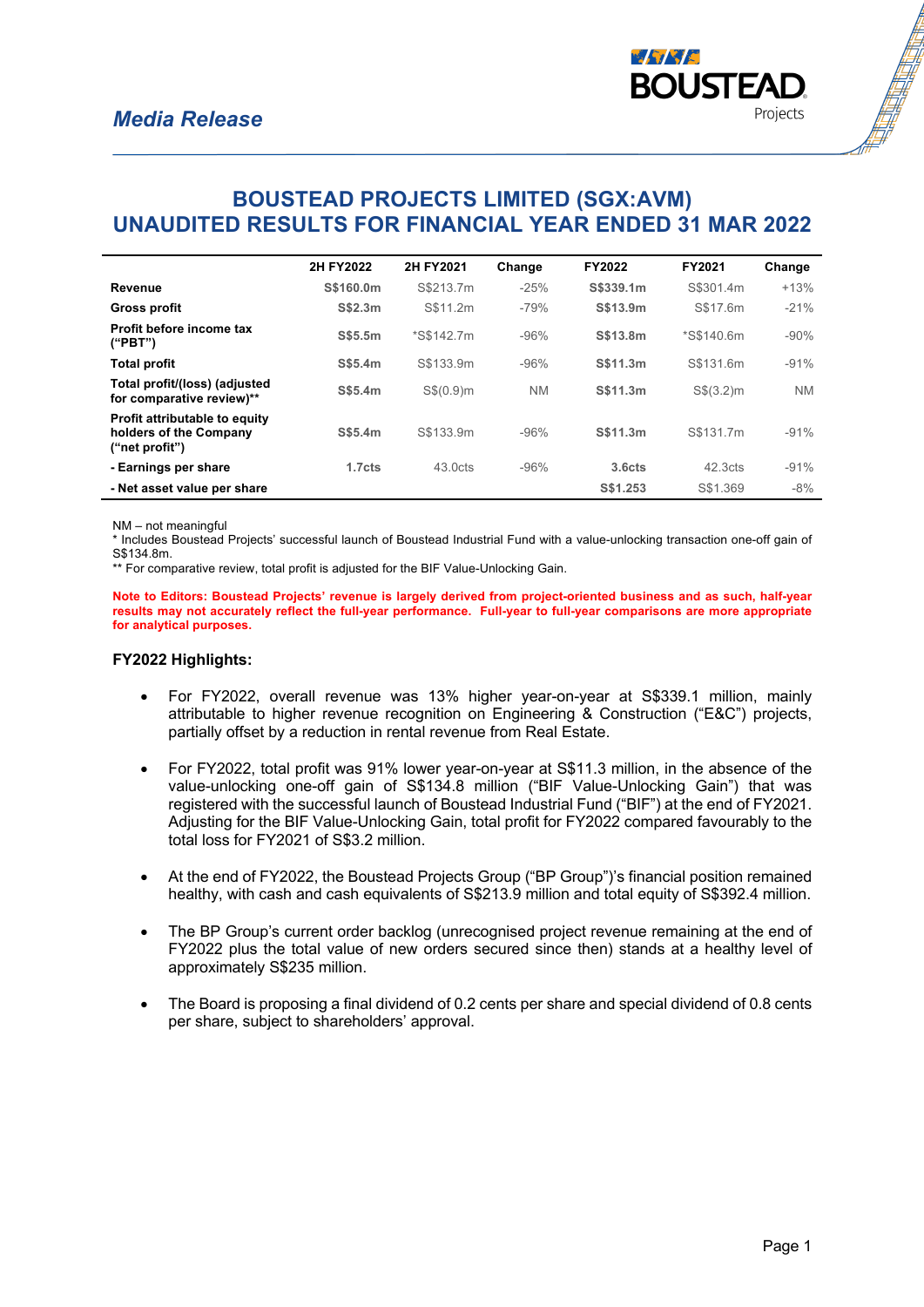*Media Release*

# BOUSTEAD PROJECTS LIMITED (SGX:AVM)
# UNAUDITED RESULTS FOR FINANCIAL YEAR ENDED 31 MAR 2022

| | 2H FY2022 | 2H FY2021 | Change | FY2022 | FY2021 | Change |
|---|---|---|---|---|---|---|
| **Revenue** | **S$160.0m** | S$213.7m | -25% | **S$339.1m** | S$301.4m | +13% |
| **Gross profit** | **S$2.3m** | S$11.2m | -79% | **S$13.9m** | S$17.6m | -21% |
| **Profit before income tax ("PBT")** | **S$5.5m** | *S$142.7m | -96% | **S$13.8m** | *S$140.6m | -90% |
| **Total profit** | **S$5.4m** | S$133.9m | -96% | **S$11.3m** | S$131.6m | -91% |
| **Total profit/(loss) (adjusted for comparative review)**** | **S$5.4m** | S$(0.9)m | NM | **S$11.3m** | S$(3.2)m | NM |
| **Profit attributable to equity holders of the Company ("net profit")** | **S$5.4m** | S$133.9m | -96% | **S$11.3m** | S$131.7m | -91% |
| **- Earnings per share** | **1.7cts** | 43.0cts | -96% | **3.6cts** | 42.3cts | -91% |
| **- Net asset value per share** | | | | **S$1.253** | S$1.369 | -8% |

NM – not meaningful
* Includes Boustead Projects' successful launch of Boustead Industrial Fund with a value-unlocking transaction one-off gain of S$134.8m.
** For comparative review, total profit is adjusted for the BIF Value-Unlocking Gain.

**Note to Editors: Boustead Projects' revenue is largely derived from project-oriented business and as such, half-year results may not accurately reflect the full-year performance. Full-year to full-year comparisons are more appropriate for analytical purposes.**

### FY2022 Highlights:

- For FY2022, overall revenue was 13% higher year-on-year at S$339.1 million, mainly attributable to higher revenue recognition on Engineering & Construction ("E&C") projects, partially offset by a reduction in rental revenue from Real Estate.

- For FY2022, total profit was 91% lower year-on-year at S$11.3 million, in the absence of the value-unlocking one-off gain of S$134.8 million ("BIF Value-Unlocking Gain") that was registered with the successful launch of Boustead Industrial Fund ("BIF") at the end of FY2021. Adjusting for the BIF Value-Unlocking Gain, total profit for FY2022 compared favourably to the total loss for FY2021 of S$3.2 million.

- At the end of FY2022, the Boustead Projects Group ("BP Group")'s financial position remained healthy, with cash and cash equivalents of S$213.9 million and total equity of S$392.4 million.

- The BP Group's current order backlog (unrecognised project revenue remaining at the end of FY2022 plus the total value of new orders secured since then) stands at a healthy level of approximately S$235 million.

- The Board is proposing a final dividend of 0.2 cents per share and special dividend of 0.8 cents per share, subject to shareholders' approval.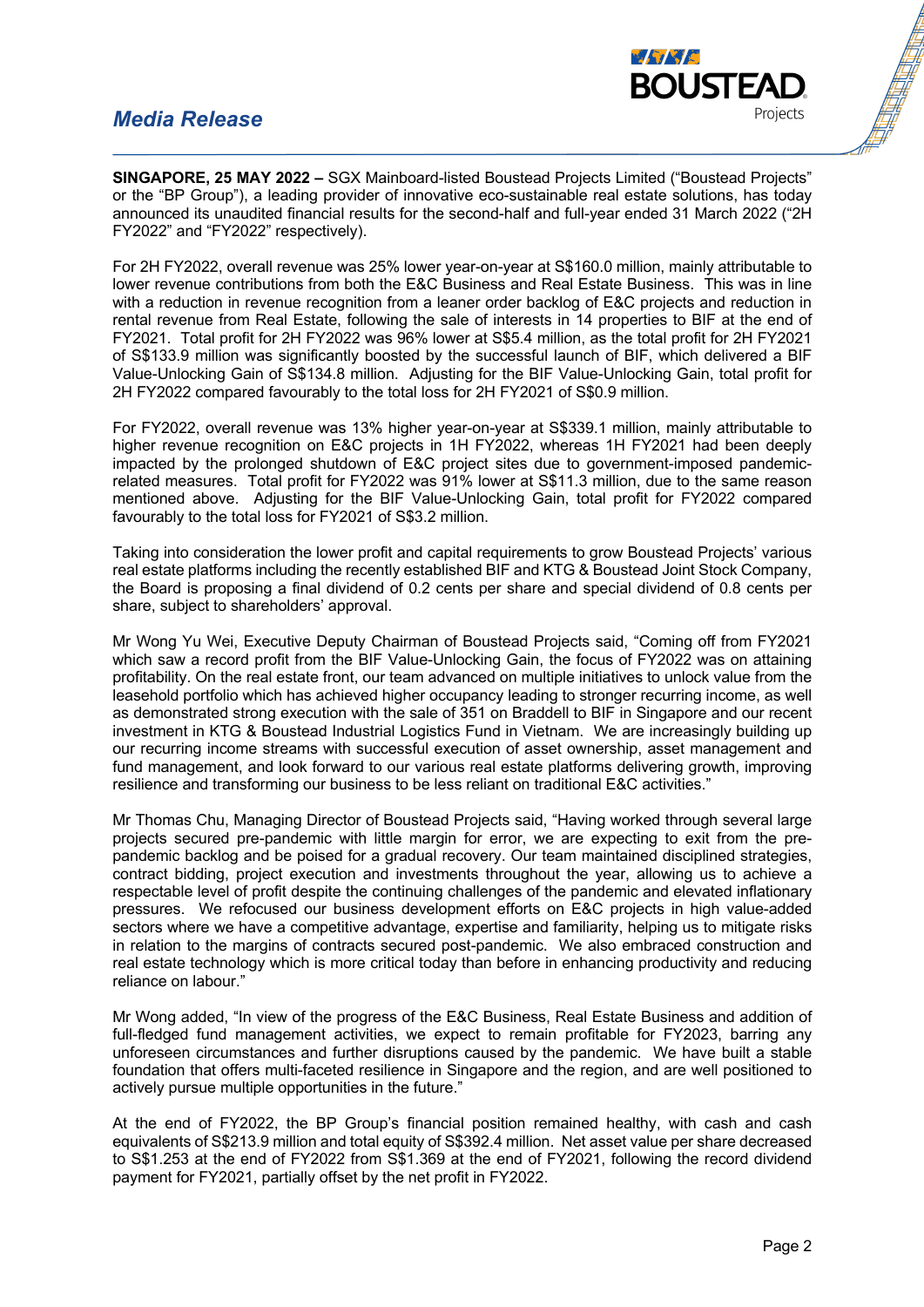## *Media Release*

**SINGAPORE, 25 MAY 2022 –** SGX Mainboard-listed Boustead Projects Limited ("Boustead Projects" or the "BP Group"), a leading provider of innovative eco-sustainable real estate solutions, has today announced its unaudited financial results for the second-half and full-year ended 31 March 2022 ("2H FY2022" and "FY2022" respectively).

For 2H FY2022, overall revenue was 25% lower year-on-year at S$160.0 million, mainly attributable to lower revenue contributions from both the E&C Business and Real Estate Business. This was in line with a reduction in revenue recognition from a leaner order backlog of E&C projects and reduction in rental revenue from Real Estate, following the sale of interests in 14 properties to BIF at the end of FY2021. Total profit for 2H FY2022 was 96% lower at S$5.4 million, as the total profit for 2H FY2021 of S$133.9 million was significantly boosted by the successful launch of BIF, which delivered a BIF Value-Unlocking Gain of S$134.8 million. Adjusting for the BIF Value-Unlocking Gain, total profit for 2H FY2022 compared favourably to the total loss for 2H FY2021 of S$0.9 million.

For FY2022, overall revenue was 13% higher year-on-year at S$339.1 million, mainly attributable to higher revenue recognition on E&C projects in 1H FY2022, whereas 1H FY2021 had been deeply impacted by the prolonged shutdown of E&C project sites due to government-imposed pandemic-related measures. Total profit for FY2022 was 91% lower at S$11.3 million, due to the same reason mentioned above. Adjusting for the BIF Value-Unlocking Gain, total profit for FY2022 compared favourably to the total loss for FY2021 of S$3.2 million.

Taking into consideration the lower profit and capital requirements to grow Boustead Projects' various real estate platforms including the recently established BIF and KTG & Boustead Joint Stock Company, the Board is proposing a final dividend of 0.2 cents per share and special dividend of 0.8 cents per share, subject to shareholders' approval.

Mr Wong Yu Wei, Executive Deputy Chairman of Boustead Projects said, "Coming off from FY2021 which saw a record profit from the BIF Value-Unlocking Gain, the focus of FY2022 was on attaining profitability. On the real estate front, our team advanced on multiple initiatives to unlock value from the leasehold portfolio which has achieved higher occupancy leading to stronger recurring income, as well as demonstrated strong execution with the sale of 351 on Braddell to BIF in Singapore and our recent investment in KTG & Boustead Industrial Logistics Fund in Vietnam. We are increasingly building up our recurring income streams with successful execution of asset ownership, asset management and fund management, and look forward to our various real estate platforms delivering growth, improving resilience and transforming our business to be less reliant on traditional E&C activities."

Mr Thomas Chu, Managing Director of Boustead Projects said, "Having worked through several large projects secured pre-pandemic with little margin for error, we are expecting to exit from the pre-pandemic backlog and be poised for a gradual recovery. Our team maintained disciplined strategies, contract bidding, project execution and investments throughout the year, allowing us to achieve a respectable level of profit despite the continuing challenges of the pandemic and elevated inflationary pressures. We refocused our business development efforts on E&C projects in high value-added sectors where we have a competitive advantage, expertise and familiarity, helping us to mitigate risks in relation to the margins of contracts secured post-pandemic. We also embraced construction and real estate technology which is more critical today than before in enhancing productivity and reducing reliance on labour."

Mr Wong added, "In view of the progress of the E&C Business, Real Estate Business and addition of full-fledged fund management activities, we expect to remain profitable for FY2023, barring any unforeseen circumstances and further disruptions caused by the pandemic. We have built a stable foundation that offers multi-faceted resilience in Singapore and the region, and are well positioned to actively pursue multiple opportunities in the future."

At the end of FY2022, the BP Group's financial position remained healthy, with cash and cash equivalents of S$213.9 million and total equity of S$392.4 million. Net asset value per share decreased to S$1.253 at the end of FY2022 from S$1.369 at the end of FY2021, following the record dividend payment for FY2021, partially offset by the net profit in FY2022.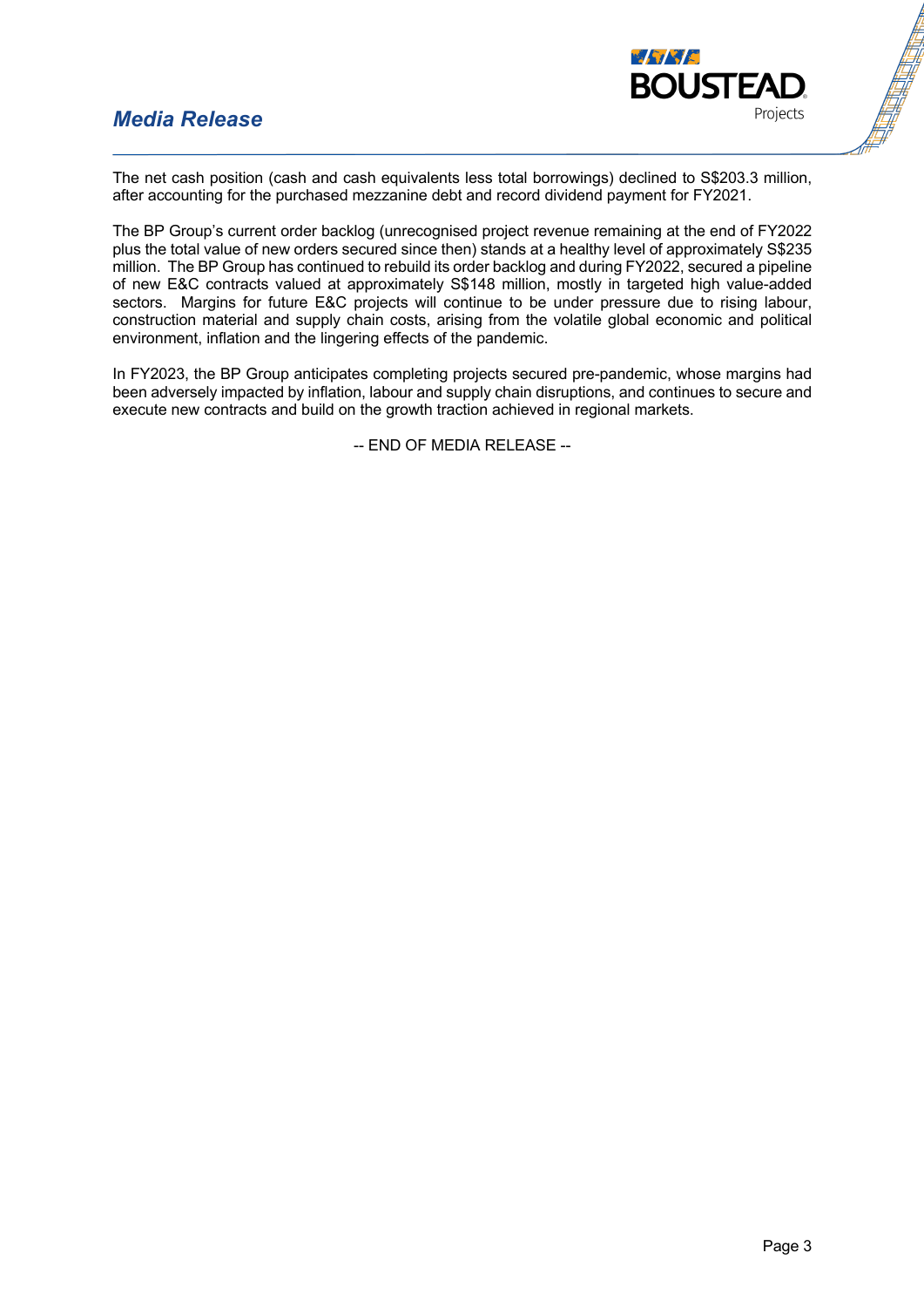The net cash position (cash and cash equivalents less total borrowings) declined to S$203.3 million, after accounting for the purchased mezzanine debt and record dividend payment for FY2021.

The BP Group's current order backlog (unrecognised project revenue remaining at the end of FY2022 plus the total value of new orders secured since then) stands at a healthy level of approximately S$235 million. The BP Group has continued to rebuild its order backlog and during FY2022, secured a pipeline of new E&C contracts valued at approximately S$148 million, mostly in targeted high value-added sectors. Margins for future E&C projects will continue to be under pressure due to rising labour, construction material and supply chain costs, arising from the volatile global economic and political environment, inflation and the lingering effects of the pandemic.

In FY2023, the BP Group anticipates completing projects secured pre-pandemic, whose margins had been adversely impacted by inflation, labour and supply chain disruptions, and continues to secure and execute new contracts and build on the growth traction achieved in regional markets.

-- END OF MEDIA RELEASE --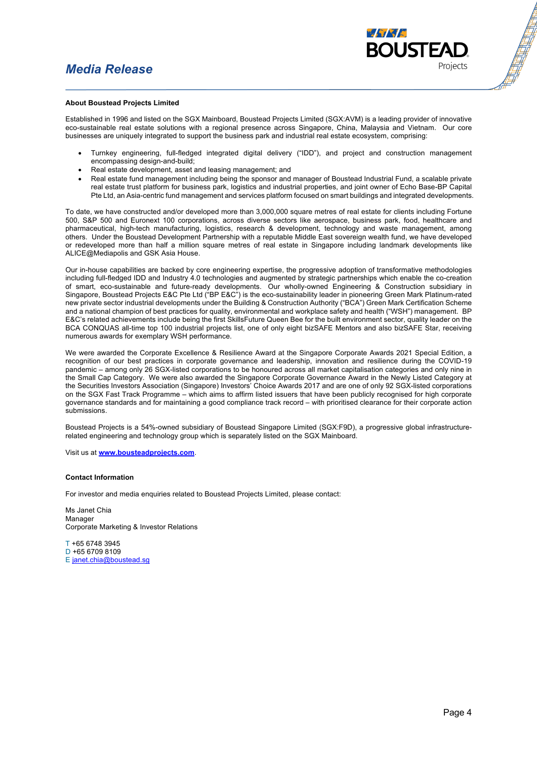**About Boustead Projects Limited**

Established in 1996 and listed on the SGX Mainboard, Boustead Projects Limited (SGX:AVM) is a leading provider of innovative eco-sustainable real estate solutions with a regional presence across Singapore, China, Malaysia and Vietnam. Our core businesses are uniquely integrated to support the business park and industrial real estate ecosystem, comprising:

- Turnkey engineering, full-fledged integrated digital delivery ("IDD"), and project and construction management encompassing design-and-build;
- Real estate development, asset and leasing management; and
- Real estate fund management including being the sponsor and manager of Boustead Industrial Fund, a scalable private real estate trust platform for business park, logistics and industrial properties, and joint owner of Echo Base-BP Capital Pte Ltd, an Asia-centric fund management and services platform focused on smart buildings and integrated developments.

To date, we have constructed and/or developed more than 3,000,000 square metres of real estate for clients including Fortune 500, S&P 500 and Euronext 100 corporations, across diverse sectors like aerospace, business park, food, healthcare and pharmaceutical, high-tech manufacturing, logistics, research & development, technology and waste management, among others. Under the Boustead Development Partnership with a reputable Middle East sovereign wealth fund, we have developed or redeveloped more than half a million square metres of real estate in Singapore including landmark developments like ALICE@Mediapolis and GSK Asia House.

Our in-house capabilities are backed by core engineering expertise, the progressive adoption of transformative methodologies including full-fledged IDD and Industry 4.0 technologies and augmented by strategic partnerships which enable the co-creation of smart, eco-sustainable and future-ready developments. Our wholly-owned Engineering & Construction subsidiary in Singapore, Boustead Projects E&C Pte Ltd ("BP E&C") is the eco-sustainability leader in pioneering Green Mark Platinum-rated new private sector industrial developments under the Building & Construction Authority ("BCA") Green Mark Certification Scheme and a national champion of best practices for quality, environmental and workplace safety and health ("WSH") management. BP E&C's related achievements include being the first SkillsFuture Queen Bee for the built environment sector, quality leader on the BCA CONQUAS all-time top 100 industrial projects list, one of only eight bizSAFE Mentors and also bizSAFE Star, receiving numerous awards for exemplary WSH performance.

We were awarded the Corporate Excellence & Resilience Award at the Singapore Corporate Awards 2021 Special Edition, a recognition of our best practices in corporate governance and leadership, innovation and resilience during the COVID-19 pandemic – among only 26 SGX-listed corporations to be honoured across all market capitalisation categories and only nine in the Small Cap Category. We were also awarded the Singapore Corporate Governance Award in the Newly Listed Category at the Securities Investors Association (Singapore) Investors' Choice Awards 2017 and are one of only 92 SGX-listed corporations on the SGX Fast Track Programme – which aims to affirm listed issuers that have been publicly recognised for high corporate governance standards and for maintaining a good compliance track record – with prioritised clearance for their corporate action submissions.

Boustead Projects is a 54%-owned subsidiary of Boustead Singapore Limited (SGX:F9D), a progressive global infrastructure-related engineering and technology group which is separately listed on the SGX Mainboard.

Visit us at **www.bousteadprojects.com**.

**Contact Information**

For investor and media enquiries related to Boustead Projects Limited, please contact:

Ms Janet Chia
Manager
Corporate Marketing & Investor Relations

T +65 6748 3945
D +65 6709 8109
E janet.chia@boustead.sg